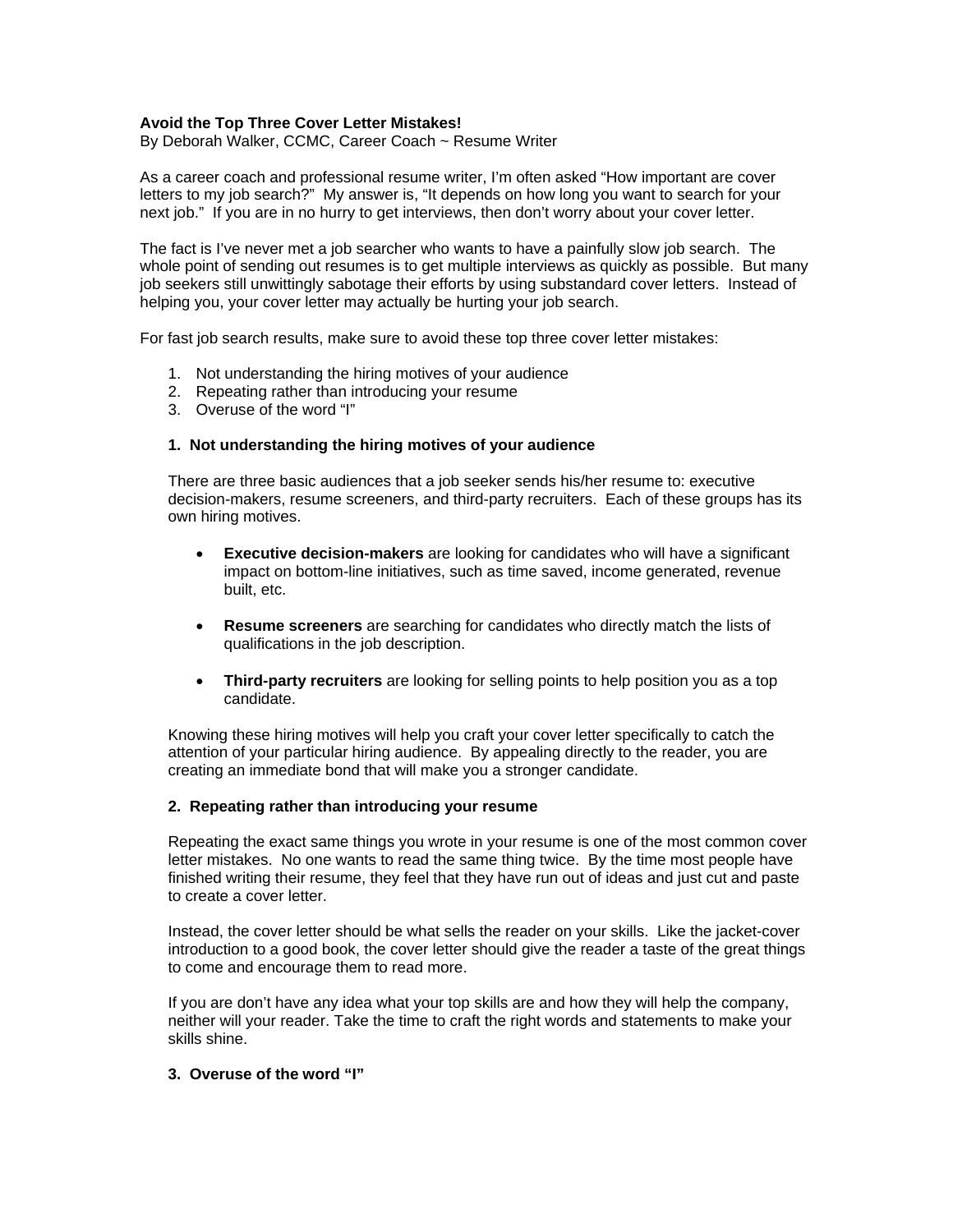**Avoid the Top Three Cover Letter Mistakes!**

By Deborah Walker, CCMC, Career Coach ~ Resume Writer

As a career coach and professional resume writer, I'm often asked "How important are cover letters to my job search?" My answer is, "It depends on how long you want to search for your next job." If you are in no hurry to get interviews, then don't worry about your cover letter.

The fact is I've never met a job searcher who wants to have a painfully slow job search. The whole point of sending out resumes is to get multiple interviews as quickly as possible. But many job seekers still unwittingly sabotage their efforts by using substandard cover letters. Instead of helping you, your cover letter may actually be hurting your job search.

For fast job search results, make sure to avoid these top three cover letter mistakes:

1. Not understanding the hiring motives of your audience
2. Repeating rather than introducing your resume
3. Overuse of the word "I"

**1. Not understanding the hiring motives of your audience**

There are three basic audiences that a job seeker sends his/her resume to: executive decision-makers, resume screeners, and third-party recruiters. Each of these groups has its own hiring motives.

- **Executive decision-makers** are looking for candidates who will have a significant impact on bottom-line initiatives, such as time saved, income generated, revenue built, etc.
- **Resume screeners** are searching for candidates who directly match the lists of qualifications in the job description.
- **Third-party recruiters** are looking for selling points to help position you as a top candidate.

Knowing these hiring motives will help you craft your cover letter specifically to catch the attention of your particular hiring audience. By appealing directly to the reader, you are creating an immediate bond that will make you a stronger candidate.

**2. Repeating rather than introducing your resume**

Repeating the exact same things you wrote in your resume is one of the most common cover letter mistakes. No one wants to read the same thing twice. By the time most people have finished writing their resume, they feel that they have run out of ideas and just cut and paste to create a cover letter.

Instead, the cover letter should be what sells the reader on your skills. Like the jacket-cover introduction to a good book, the cover letter should give the reader a taste of the great things to come and encourage them to read more.

If you are don't have any idea what your top skills are and how they will help the company, neither will your reader. Take the time to craft the right words and statements to make your skills shine.

**3. Overuse of the word "I"**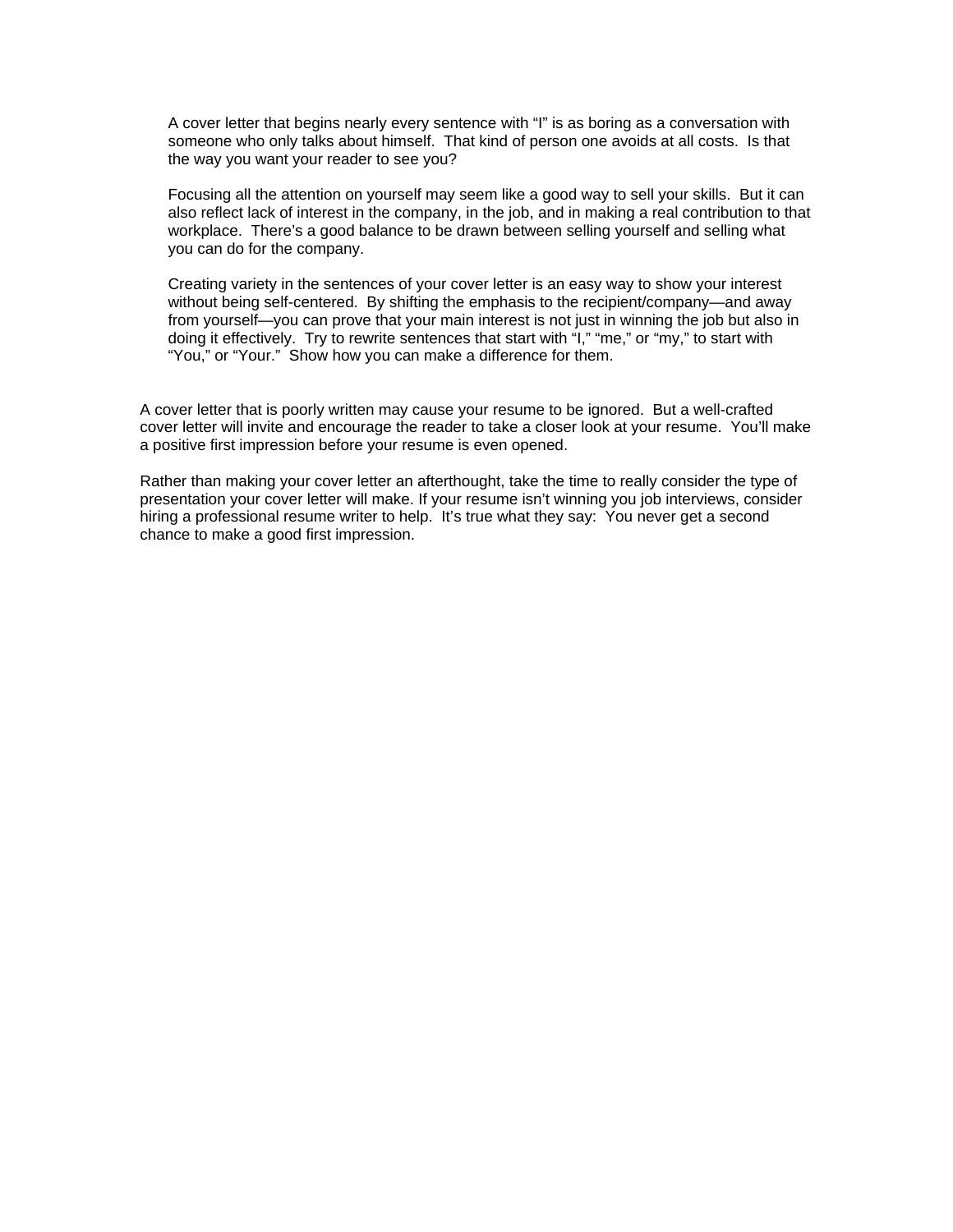A cover letter that begins nearly every sentence with "I" is as boring as a conversation with someone who only talks about himself. That kind of person one avoids at all costs. Is that the way you want your reader to see you?

Focusing all the attention on yourself may seem like a good way to sell your skills. But it can also reflect lack of interest in the company, in the job, and in making a real contribution to that workplace. There's a good balance to be drawn between selling yourself and selling what you can do for the company.

Creating variety in the sentences of your cover letter is an easy way to show your interest without being self-centered. By shifting the emphasis to the recipient/company—and away from yourself—you can prove that your main interest is not just in winning the job but also in doing it effectively. Try to rewrite sentences that start with "I," "me," or "my," to start with "You," or "Your." Show how you can make a difference for them.

A cover letter that is poorly written may cause your resume to be ignored. But a well-crafted cover letter will invite and encourage the reader to take a closer look at your resume. You'll make a positive first impression before your resume is even opened.

Rather than making your cover letter an afterthought, take the time to really consider the type of presentation your cover letter will make. If your resume isn't winning you job interviews, consider hiring a professional resume writer to help. It's true what they say: You never get a second chance to make a good first impression.